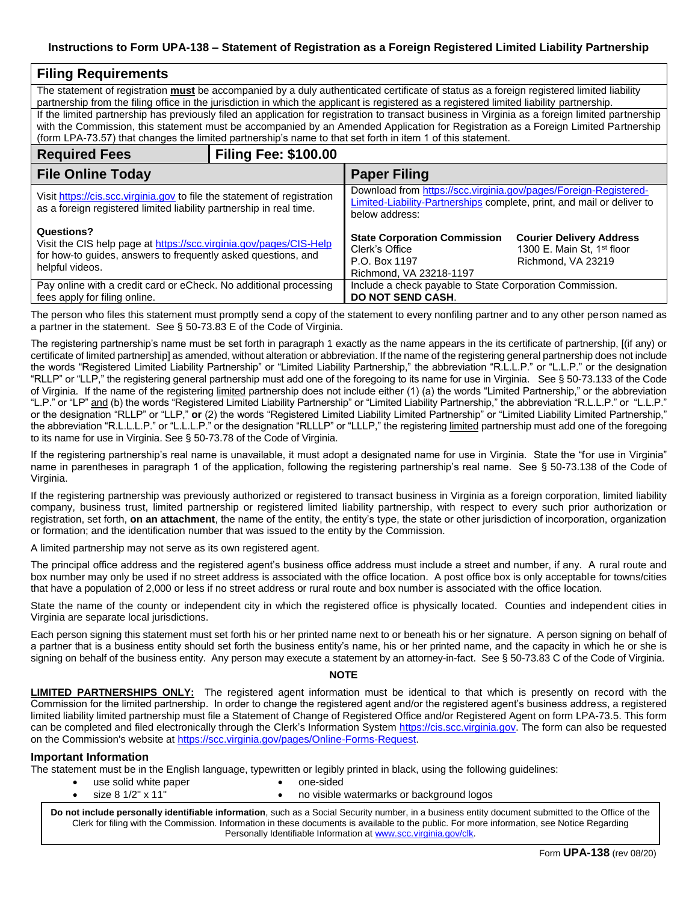# Instructions to Form UPA-138 – Statement of Registration as a Foreign Registered Limited Liability Partnership

## Filing Requirements

The statement of registration **must** be accompanied by a duly authenticated certificate of status as a foreign registered limited liability partnership from the filing office in the jurisdiction in which the applicant is registered as a registered limited liability partnership.

If the limited partnership has previously filed an application for registration to transact business in Virginia as a foreign limited partnership with the Commission, this statement must be accompanied by an Amended Application for Registration as a Foreign Limited Partnership (form LPA-73.57) that changes the limited partnership's name to that set forth in item 1 of this statement.

| Required Fees | Filing Fee: $100.00 |
|---|---|
| **File Online Today** | **Paper Filing** |
| Visit https://cis.scc.virginia.gov to file the statement of registration as a foreign registered limited liability partnership in real time.<br><br>**Questions?**<br>Visit the CIS help page at https://scc.virginia.gov/pages/CIS-Help for how-to guides, answers to frequently asked questions, and helpful videos. | Download from https://scc.virginia.gov/pages/Foreign-Registered-Limited-Liability-Partnerships complete, print, and mail or deliver to below address:<br><br>**State Corporation Commission**<br>Clerk's Office<br>P.O. Box 1197<br>Richmond, VA 23218-1197<br><br>**Courier Delivery Address**<br>1300 E. Main St, 1st floor<br>Richmond, VA 23219 |
| Pay online with a credit card or eCheck. No additional processing fees apply for filing online. | Include a check payable to State Corporation Commission. **DO NOT SEND CASH**. |

The person who files this statement must promptly send a copy of the statement to every nonfiling partner and to any other person named as a partner in the statement. See § 50-73.83 E of the Code of Virginia.

The registering partnership's name must be set forth in paragraph 1 exactly as the name appears in the its certificate of partnership, [(if any) or certificate of limited partnership] as amended, without alteration or abbreviation. If the name of the registering general partnership does not include the words "Registered Limited Liability Partnership" or "Limited Liability Partnership," the abbreviation "R.L.L.P." or "L.L.P." or the designation "RLLP" or "LLP," the registering general partnership must add one of the foregoing to its name for use in Virginia. See § 50-73.133 of the Code of Virginia. If the name of the registering limited partnership does not include either (1) (a) the words "Limited Partnership," or the abbreviation "L.P." or "LP" and (b) the words "Registered Limited Liability Partnership" or "Limited Liability Partnership," the abbreviation "R.L.L.P." or "L.L.P." or the designation "RLLP" or "LLP," **or** (2) the words "Registered Limited Liability Limited Partnership" or "Limited Liability Limited Partnership," the abbreviation "R.L.L.L.P." or "L.L.L.P." or the designation "RLLLP" or "LLLP," the registering limited partnership must add one of the foregoing to its name for use in Virginia. See § 50-73.78 of the Code of Virginia.

If the registering partnership's real name is unavailable, it must adopt a designated name for use in Virginia. State the "for use in Virginia" name in parentheses in paragraph 1 of the application, following the registering partnership's real name. See § 50-73.138 of the Code of Virginia.

If the registering partnership was previously authorized or registered to transact business in Virginia as a foreign corporation, limited liability company, business trust, limited partnership or registered limited liability partnership, with respect to every such prior authorization or registration, set forth, **on an attachment**, the name of the entity, the entity's type, the state or other jurisdiction of incorporation, organization or formation; and the identification number that was issued to the entity by the Commission.

A limited partnership may not serve as its own registered agent.

The principal office address and the registered agent's business office address must include a street and number, if any. A rural route and box number may only be used if no street address is associated with the office location. A post office box is only acceptable for towns/cities that have a population of 2,000 or less if no street address or rural route and box number is associated with the office location.

State the name of the county or independent city in which the registered office is physically located. Counties and independent cities in Virginia are separate local jurisdictions.

Each person signing this statement must set forth his or her printed name next to or beneath his or her signature. A person signing on behalf of a partner that is a business entity should set forth the business entity's name, his or her printed name, and the capacity in which he or she is signing on behalf of the business entity. Any person may execute a statement by an attorney-in-fact. See § 50-73.83 C of the Code of Virginia.

**NOTE**

**LIMITED PARTNERSHIPS ONLY:** The registered agent information must be identical to that which is presently on record with the Commission for the limited partnership. In order to change the registered agent and/or the registered agent's business address, a registered limited liability limited partnership must file a Statement of Change of Registered Office and/or Registered Agent on form LPA-73.5. This form can be completed and filed electronically through the Clerk's Information System https://cis.scc.virginia.gov. The form can also be requested on the Commission's website at https://scc.virginia.gov/pages/Online-Forms-Request.

### Important Information

The statement must be in the English language, typewritten or legibly printed in black, using the following guidelines:

- use solid white paper
- size 8 1/2" x 11"
- one-sided
- no visible watermarks or background logos

**Do not include personally identifiable information**, such as a Social Security number, in a business entity document submitted to the Office of the Clerk for filing with the Commission. Information in these documents is available to the public. For more information, see Notice Regarding Personally Identifiable Information at www.scc.virginia.gov/clk.

Form **UPA-138** (rev 08/20)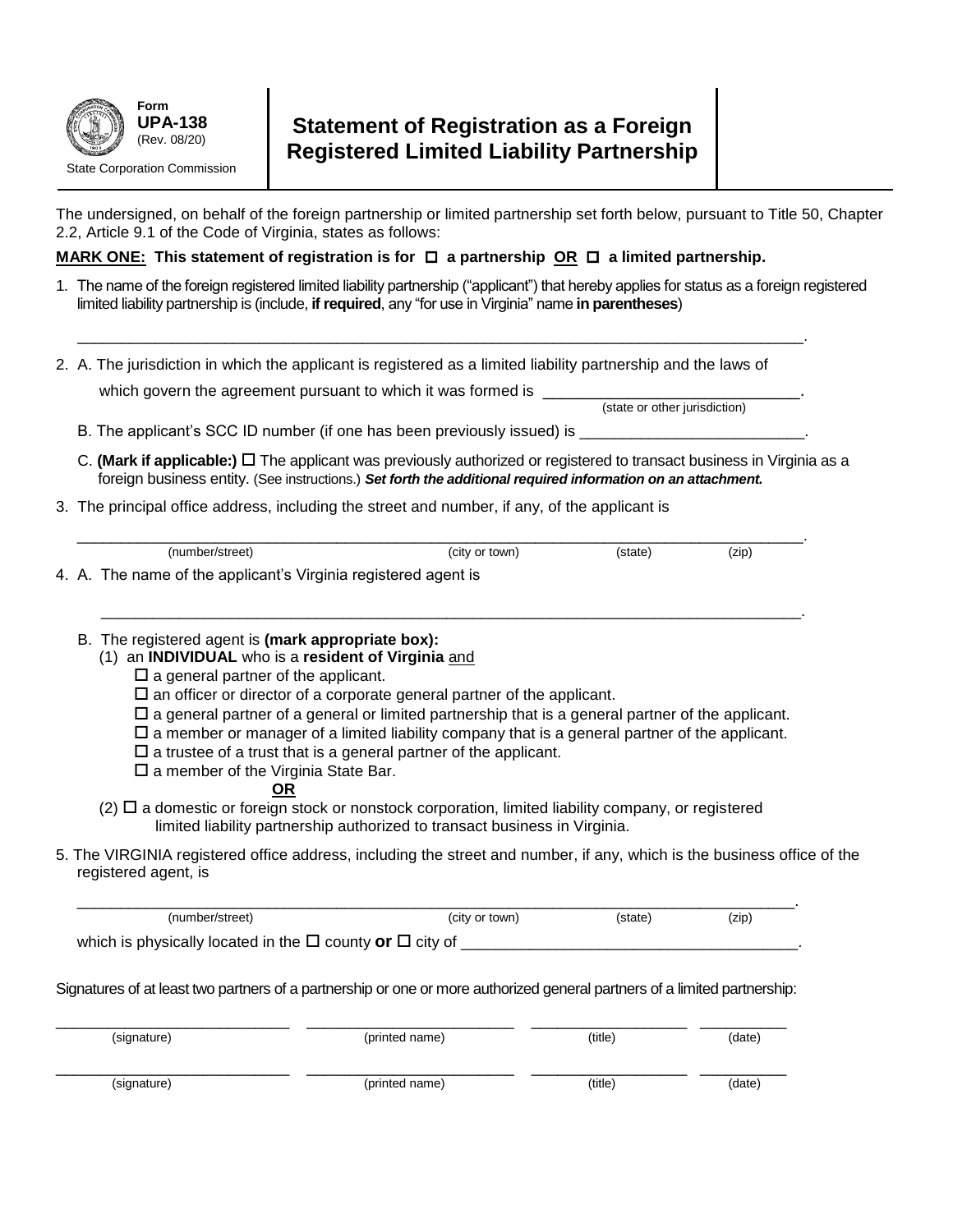Form **UPA-138** (Rev. 08/20)

State Corporation Commission

# Statement of Registration as a Foreign Registered Limited Liability Partnership

The undersigned, on behalf of the foreign partnership or limited partnership set forth below, pursuant to Title 50, Chapter 2.2, Article 9.1 of the Code of Virginia, states as follows:

**MARK ONE: This statement of registration is for ☐ a partnership OR ☐ a limited partnership.**

1. The name of the foreign registered limited liability partnership ("applicant") that hereby applies for status as a foreign registered limited liability partnership is (include, **if required**, any "for use in Virginia" name **in parentheses**)

   ______________________________________________________________________________.

2. A. The jurisdiction in which the applicant is registered as a limited liability partnership and the laws of which govern the agreement pursuant to which it was formed is ____________________________.
   (state or other jurisdiction)

   B. The applicant's SCC ID number (if one has been previously issued) is __________________________.

   C. **(Mark if applicable:)** ☐ The applicant was previously authorized or registered to transact business in Virginia as a foreign business entity. (See instructions.) ***Set forth the additional required information on an attachment.***

3. The principal office address, including the street and number, if any, of the applicant is

   ______________________________________________________________________________.
   (number/street) (city or town) (state) (zip)

4. A. The name of the applicant's Virginia registered agent is

   ______________________________________________________________________________.

   B. The registered agent is **(mark appropriate box):**
   (1) an **INDIVIDUAL** who is a **resident of Virginia** and
   - ☐ a general partner of the applicant.
   - ☐ an officer or director of a corporate general partner of the applicant.
   - ☐ a general partner of a general or limited partnership that is a general partner of the applicant.
   - ☐ a member or manager of a limited liability company that is a general partner of the applicant.
   - ☐ a trustee of a trust that is a general partner of the applicant.
   - ☐ a member of the Virginia State Bar.

   **OR**

   (2) ☐ a domestic or foreign stock or nonstock corporation, limited liability company, or registered limited liability partnership authorized to transact business in Virginia.

5. The VIRGINIA registered office address, including the street and number, if any, which is the business office of the registered agent, is

   ______________________________________________________________________________.
   (number/street) (city or town) (state) (zip)

   which is physically located in the ☐ county **or** ☐ city of ______________________________________.

Signatures of at least two partners of a partnership or one or more authorized general partners of a limited partnership:

| | | | |
|---|---|---|---|
| ____________________ | ____________________ | ____________________ | ____________ |
| (signature) | (printed name) | (title) | (date) |
| ____________________ | ____________________ | ____________________ | ____________ |
| (signature) | (printed name) | (title) | (date) |